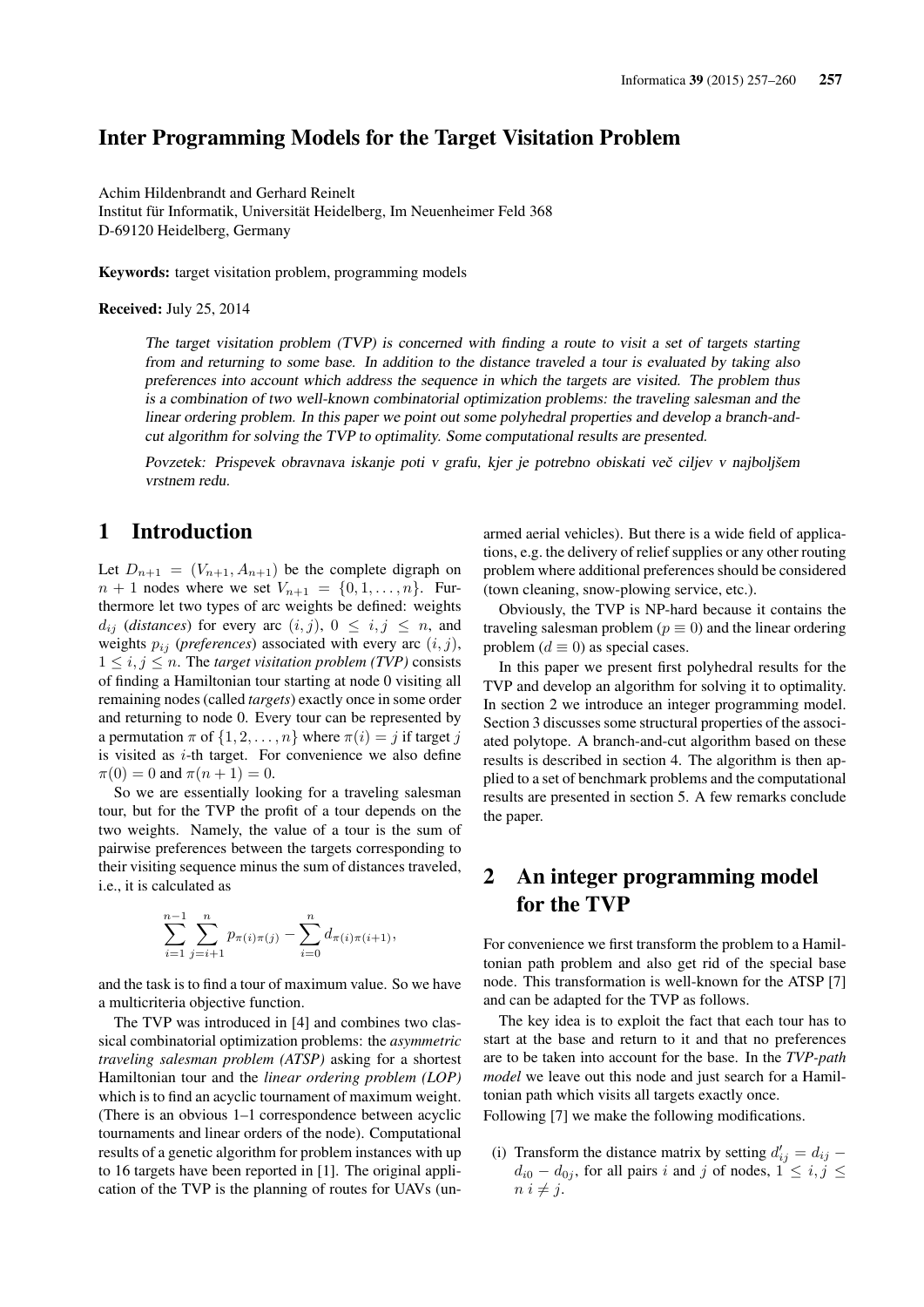# Inter Programming Models for the Target Visitation Problem

Achim Hildenbrandt and Gerhard Reinelt
Institut für Informatik, Universität Heidelberg, Im Neuenheimer Feld 368
D-69120 Heidelberg, Germany

**Keywords:** target visitation problem, programming models

**Received:** July 25, 2014

*The target visitation problem (TVP) is concerned with finding a route to visit a set of targets starting from and returning to some base. In addition to the distance traveled a tour is evaluated by taking also preferences into account which address the sequence in which the targets are visited. The problem thus is a combination of two well-known combinatorial optimization problems: the traveling salesman and the linear ordering problem. In this paper we point out some polyhedral properties and develop a branch-and-cut algorithm for solving the TVP to optimality. Some computational results are presented.*

*Povzetek: Prispevek obravnava iskanje poti v grafu, kjer je potrebno obiskati več ciljev v najboljšem vrstnem redu.*

## 1 Introduction

Let $D_{n+1} = (V_{n+1}, A_{n+1})$ be the complete digraph on $n + 1$ nodes where we set $V_{n+1} = \{0, 1, \ldots, n\}$. Furthermore let two types of arc weights be defined: weights $d_{ij}$ (*distances*) for every arc $(i, j)$, $0 \leq i, j \leq n$, and weights $p_{ij}$ (*preferences*) associated with every arc $(i, j)$, $1 \leq i, j \leq n$. The *target visitation problem (TVP)* consists of finding a Hamiltonian tour starting at node 0 visiting all remaining nodes (called *targets*) exactly once in some order and returning to node 0. Every tour can be represented by a permutation $\pi$ of $\{1, 2, \ldots, n\}$ where $\pi(i) = j$ if target $j$ is visited as $i$-th target. For convenience we also define $\pi(0) = 0$ and $\pi(n + 1) = 0$.

So we are essentially looking for a traveling salesman tour, but for the TVP the profit of a tour depends on the two weights. Namely, the value of a tour is the sum of pairwise preferences between the targets corresponding to their visiting sequence minus the sum of distances traveled, i.e., it is calculated as

$$\sum_{i=1}^{n-1} \sum_{j=i+1}^{n} p_{\pi(i)\pi(j)} - \sum_{i=0}^{n} d_{\pi(i)\pi(i+1)},$$

and the task is to find a tour of maximum value. So we have a multicriteria objective function.

The TVP was introduced in [4] and combines two classical combinatorial optimization problems: the *asymmetric traveling salesman problem (ATSP)* asking for a shortest Hamiltonian tour and the *linear ordering problem (LOP)* which is to find an acyclic tournament of maximum weight. (There is an obvious 1–1 correspondence between acyclic tournaments and linear orders of the node). Computational results of a genetic algorithm for problem instances with up to 16 targets have been reported in [1]. The original application of the TVP is the planning of routes for UAVs (unarmed aerial vehicles). But there is a wide field of applications, e.g. the delivery of relief supplies or any other routing problem where additional preferences should be considered (town cleaning, snow-plowing service, etc.).

Obviously, the TVP is NP-hard because it contains the traveling salesman problem ($p \equiv 0$) and the linear ordering problem ($d \equiv 0$) as special cases.

In this paper we present first polyhedral results for the TVP and develop an algorithm for solving it to optimality. In section 2 we introduce an integer programming model. Section 3 discusses some structural properties of the associated polytope. A branch-and-cut algorithm based on these results is described in section 4. The algorithm is then applied to a set of benchmark problems and the computational results are presented in section 5. A few remarks conclude the paper.

## 2 An integer programming model for the TVP

For convenience we first transform the problem to a Hamiltonian path problem and also get rid of the special base node. This transformation is well-known for the ATSP [7] and can be adapted for the TVP as follows.

The key idea is to exploit the fact that each tour has to start at the base and return to it and that no preferences are to be taken into account for the base. In the *TVP-path model* we leave out this node and just search for a Hamiltonian path which visits all targets exactly once.

Following [7] we make the following modifications.

(i) Transform the distance matrix by setting $d'_{ij} = d_{ij} - d_{i0} - d_{0j}$, for all pairs $i$ and $j$ of nodes, $1 \leq i, j \leq n$ $i \neq j$.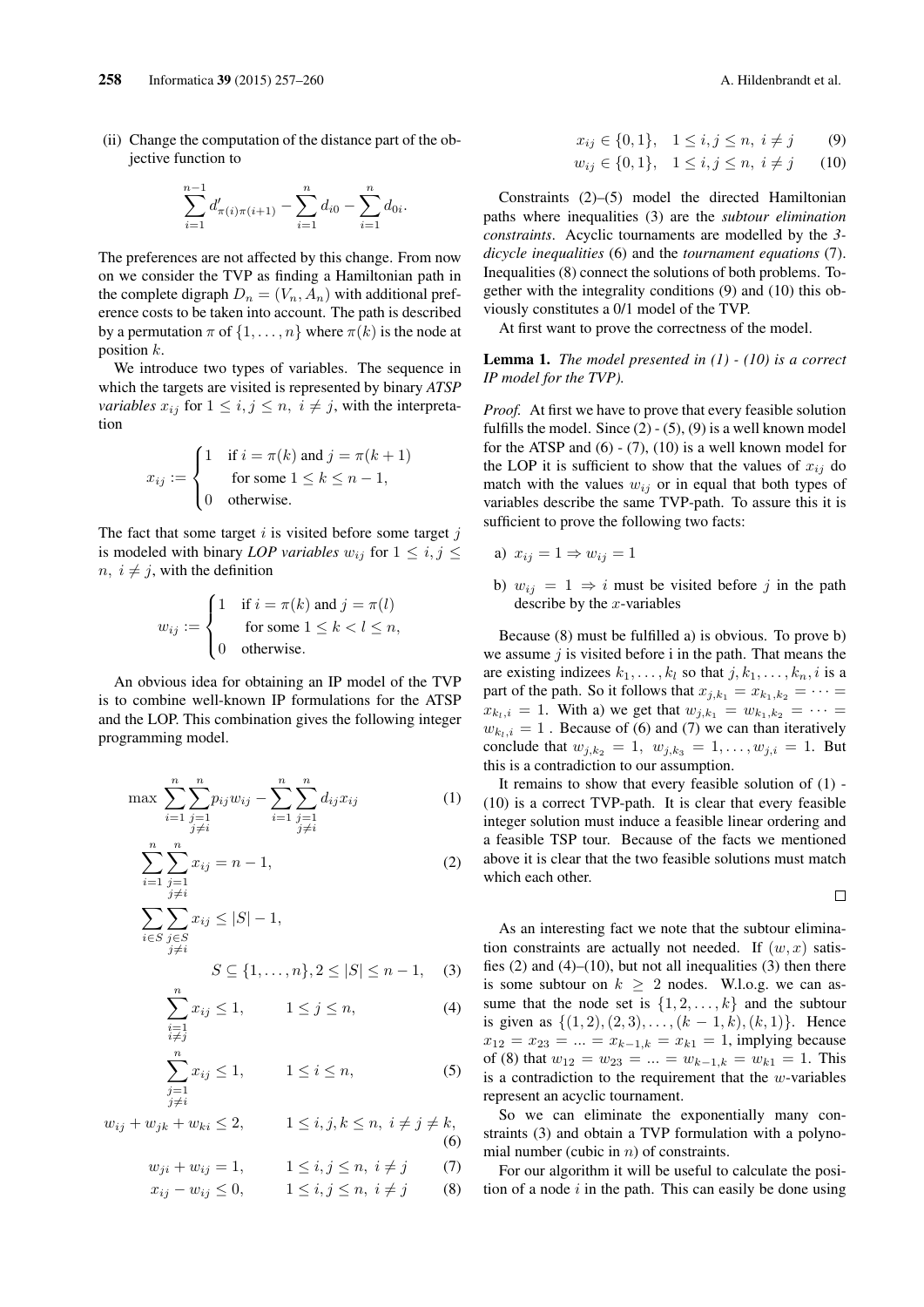(ii) Change the computation of the distance part of the objective function to

$$\sum_{i=1}^{n-1} d'_{\pi(i)\pi(i+1)} - \sum_{i=1}^{n} d_{i0} - \sum_{i=1}^{n} d_{0i}.$$

The preferences are not affected by this change. From now on we consider the TVP as finding a Hamiltonian path in the complete digraph $D_n = (V_n, A_n)$ with additional preference costs to be taken into account. The path is described by a permutation $\pi$ of $\{1, \ldots, n\}$ where $\pi(k)$ is the node at position $k$.

We introduce two types of variables. The sequence in which the targets are visited is represented by binary *ATSP variables* $x_{ij}$ for $1 \leq i, j \leq n,\ i \neq j$, with the interpretation

$$x_{ij} := \begin{cases} 1 & \text{if } i = \pi(k) \text{ and } j = \pi(k+1) \\ & \text{for some } 1 \leq k \leq n-1, \\ 0 & \text{otherwise.} \end{cases}$$

The fact that some target $i$ is visited before some target $j$ is modeled with binary *LOP variables* $w_{ij}$ for $1 \leq i, j \leq n,\ i \neq j$, with the definition

$$w_{ij} := \begin{cases} 1 & \text{if } i = \pi(k) \text{ and } j = \pi(l) \\ & \text{for some } 1 \leq k < l \leq n, \\ 0 & \text{otherwise.} \end{cases}$$

An obvious idea for obtaining an IP model of the TVP is to combine well-known IP formulations for the ATSP and the LOP. This combination gives the following integer programming model.

$$\max \sum_{i=1}^{n} \sum_{\substack{j=1 \\ j \neq i}}^{n} p_{ij} w_{ij} - \sum_{i=1}^{n} \sum_{\substack{j=1 \\ j \neq i}}^{n} d_{ij} x_{ij} \qquad (1)$$

$$\sum_{i=1}^{n} \sum_{\substack{j=1 \\ j \neq i}}^{n} x_{ij} = n - 1, \qquad (2)$$

$$\sum_{i \in S} \sum_{\substack{j \in S \\ j \neq i}} x_{ij} \leq |S| - 1, \qquad S \subseteq \{1, \ldots, n\}, 2 \leq |S| \leq n-1, \qquad (3)$$

$$\sum_{\substack{i=1 \\ i \neq j}}^{n} x_{ij} \leq 1, \qquad 1 \leq j \leq n, \qquad (4)$$

$$\sum_{\substack{j=1 \\ j \neq i}}^{n} x_{ij} \leq 1, \qquad 1 \leq i \leq n, \qquad (5)$$

$$w_{ij} + w_{jk} + w_{ki} \leq 2, \qquad 1 \leq i, j, k \leq n,\ i \neq j \neq k, \qquad (6)$$

$$w_{ji} + w_{ij} = 1, \qquad 1 \leq i, j \leq n,\ i \neq j \qquad (7)$$

$$x_{ij} - w_{ij} \leq 0, \qquad 1 \leq i, j \leq n,\ i \neq j \qquad (8)$$

$$x_{ij} \in \{0, 1\}, \quad 1 \leq i, j \leq n,\ i \neq j \qquad (9)$$

$$w_{ij} \in \{0, 1\}, \quad 1 \leq i, j \leq n,\ i \neq j \qquad (10)$$

Constraints (2)–(5) model the directed Hamiltonian paths where inequalities (3) are the *subtour elimination constraints*. Acyclic tournaments are modelled by the *3-dicycle inequalities* (6) and the *tournament equations* (7). Inequalities (8) connect the solutions of both problems. Together with the integrality conditions (9) and (10) this obviously constitutes a 0/1 model of the TVP.

At first want to prove the correctness of the model.

**Lemma 1.** *The model presented in (1) - (10) is a correct IP model for the TVP).*

*Proof.* At first we have to prove that every feasible solution fulfills the model. Since (2) - (5), (9) is a well known model for the ATSP and (6) - (7), (10) is a well known model for the LOP it is sufficient to show that the values of $x_{ij}$ do match with the values $w_{ij}$ or in equal that both types of variables describe the same TVP-path. To assure this it is sufficient to prove the following two facts:

a) $x_{ij} = 1 \Rightarrow w_{ij} = 1$

b) $w_{ij} = 1 \Rightarrow i$ must be visited before $j$ in the path describe by the $x$-variables

Because (8) must be fulfilled a) is obvious. To prove b) we assume $j$ is visited before i in the path. That means the are existing indizees $k_1, \ldots, k_l$ so that $j, k_1, \ldots, k_n, i$ is a part of the path. So it follows that $x_{j,k_1} = x_{k_1,k_2} = \cdots = x_{k_l,i} = 1$. With a) we get that $w_{j,k_1} = w_{k_1,k_2} = \cdots = w_{k_l,i} = 1$ . Because of (6) and (7) we can than iteratively conclude that $w_{j,k_2} = 1,\ w_{j,k_3} = 1, \ldots, w_{j,i} = 1$. But this is a contradiction to our assumption.

It remains to show that every feasible solution of (1) - (10) is a correct TVP-path. It is clear that every feasible integer solution must induce a feasible linear ordering and a feasible TSP tour. Because of the facts we mentioned above it is clear that the two feasible solutions must match which each other.

□

As an interesting fact we note that the subtour elimination constraints are actually not needed. If $(w, x)$ satisfies (2) and (4)–(10), but not all inequalities (3) then there is some subtour on $k \geq 2$ nodes. W.l.o.g. we can assume that the node set is $\{1, 2, \ldots, k\}$ and the subtour is given as $\{(1, 2), (2, 3), \ldots, (k-1, k), (k, 1)\}$. Hence $x_{12} = x_{23} = ... = x_{k-1,k} = x_{k1} = 1$, implying because of (8) that $w_{12} = w_{23} = ... = w_{k-1,k} = w_{k1} = 1$. This is a contradiction to the requirement that the $w$-variables represent an acyclic tournament.

So we can eliminate the exponentially many constraints (3) and obtain a TVP formulation with a polynomial number (cubic in $n$) of constraints.

For our algorithm it will be useful to calculate the position of a node $i$ in the path. This can easily be done using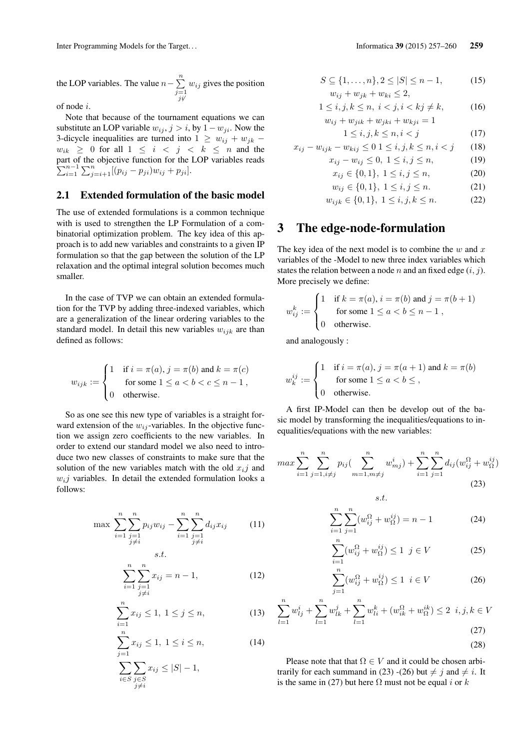the LOP variables. The value $n - \sum_{\substack{j=1\\ j\not i}}^{n} w_{ij}$ gives the position of node $i$.

Note that because of the tournament equations we can substitute an LOP variable $w_{ij}, j > i$, by $1 - w_{ji}$. Now the 3-dicycle inequalities are turned into $1 \geq w_{ij} + w_{jk} - w_{ik} \geq 0$ for all $1 \leq i < j < k \leq n$ and the part of the objective function for the LOP variables reads $\sum_{i=1}^{n-1} \sum_{j=i+1}^{n} [(p_{ij} - p_{ji}) w_{ij} + p_{ji}]$.

## 2.1 Extended formulation of the basic model

The use of extended formulations is a common technique with is used to strengthen the LP Formulation of a combinatorial optimization problem. The key idea of this approach is to add new variables and constraints to a given IP formulation so that the gap between the solution of the LP relaxation and the optimal integral solution becomes much smaller.

In the case of TVP we can obtain an extended formulation for the TVP by adding three-indexed variables, which are a generalization of the linear ordering variables to the standard model. In detail this new variables $w_{ijk}$ are than defined as follows:

$$
w_{ijk} := \begin{cases} 1 & \text{if } i = \pi(a), j = \pi(b) \text{ and } k = \pi(c) \\ & \text{for some } 1 \leq a < b < c \leq n-1, \\ 0 & \text{otherwise.} \end{cases}
$$

So as one see this new type of variables is a straight forward extension of the $w_{ij}$-variables. In the objective function we assign zero coefficients to the new variables. In order to extend our standard model we also need to introduce two new classes of constraints to make sure that the solution of the new variables match with the old $x_ij$ and $w_ij$ variables. In detail the extended formulation looks a follows:

$$
\max \sum_{i=1}^{n} \sum_{\substack{j=1\\ j\neq i}}^{n} p_{ij} w_{ij} - \sum_{i=1}^{n} \sum_{\substack{j=1\\ j\neq i}}^{n} d_{ij} x_{ij} \tag{11}
$$

$$s.t.$$

$$
\sum_{i=1}^{n} \sum_{\substack{j=1\\ j\neq i}}^{n} x_{ij} = n-1, \tag{12}
$$

$$
\sum_{i=1}^{n} x_{ij} \leq 1,\ 1 \leq j \leq n, \tag{13}
$$

$$
\sum_{j=1}^{n} x_{ij} \leq 1,\ 1 \leq i \leq n, \tag{14}
$$

$$
\sum_{i \in S} \sum_{\substack{j \in S\\ j\neq i}} x_{ij} \leq |S| - 1,
$$

$$
S \subseteq \{1, \ldots, n\}, 2 \leq |S| \leq n-1, \tag{15}
$$

$$
w_{ij} + w_{jk} + w_{ki} \leq 2,
$$

$$
1 \leq i, j, k \leq n,\ i < j, i < kj \neq k, \tag{16}
$$

$$
w_{ij} + w_{jik} + w_{jki} + w_{kji} = 1
$$

$$
1 \leq i, j, k \leq n, i < j \tag{17}
$$

$$
x_{ij} - w_{ijk} - w_{kij} \leq 0\ 1 \leq i, j, k \leq n, i < j \tag{18}
$$

$$
x_{ij} - w_{ij} \leq 0,\ 1 \leq i, j \leq n, \tag{19}
$$

$$
x_{ij} \in \{0, 1\},\ 1 \leq i, j \leq n, \tag{20}
$$

$$
w_{ij} \in \{0, 1\},\ 1 \leq i, j \leq n. \tag{21}
$$

$$
w_{ijk} \in \{0, 1\},\ 1 \leq i, j, k \leq n. \tag{22}
$$

# 3 The edge-node-formulation

The key idea of the next model is to combine the $w$ and $x$ variables of the -Model to new three index variables which states the relation between a node $n$ and an fixed edge $(i, j)$. More precisely we define:

$$
w_{ij}^{k} := \begin{cases} 1 & \text{if } k = \pi(a), i = \pi(b) \text{ and } j = \pi(b+1) \\ & \text{for some } 1 \leq a < b \leq n-1, \\ 0 & \text{otherwise.} \end{cases}
$$

and analogously :

$$
w_{k}^{ij} := \begin{cases} 1 & \text{if } i = \pi(a), j = \pi(a+1) \text{ and } k = \pi(b) \\ & \text{for some } 1 \leq a < b \leq, \\ 0 & \text{otherwise.} \end{cases}
$$

A first IP-Model can then be develop out of the basic model by transforming the inequalities/equations to inequalities/equations with the new variables:

$$
max \sum_{i=1}^{n} \sum_{j=1, i\neq j}^{n} p_{ij} \left( \sum_{m=1, m\neq j}^{n} w_{mj}^{i} \right) + \sum_{i=1}^{n} \sum_{j=1}^{n} d_{ij} (w_{ij}^{\Omega} + w_{\Omega}^{ij}) \tag{23}
$$

$$s.t.$$

$$
\sum_{i=1}^{n} \sum_{j=1}^{n} (w_{ij}^{\Omega} + w_{\Omega}^{ij}) = n-1 \tag{24}
$$

$$
\sum_{i=1}^{n} (w_{ij}^{\Omega} + w_{\Omega}^{ij}) \leq 1\ \ j \in V \tag{25}
$$

$$
\sum_{j=1}^{n} (w_{ij}^{\Omega} + w_{\Omega}^{ij}) \leq 1\ \ i \in V \tag{26}
$$

$$
\sum_{l=1}^{n} w_{lj}^{i} + \sum_{l=1}^{n} w_{lk}^{j} + \sum_{l=1}^{n} w_{li}^{k} + (w_{ik}^{\Omega} + w_{\Omega}^{ik}) \leq 2\ \ i, j, k \in V \tag{27}
$$

$$
\tag{28}
$$

Please note that that $\Omega \in V$ and it could be chosen arbitrarily for each summand in (23) -(26) but $\neq j$ and $\neq i$. It is the same in (27) but here $\Omega$ must not be equal $i$ or $k$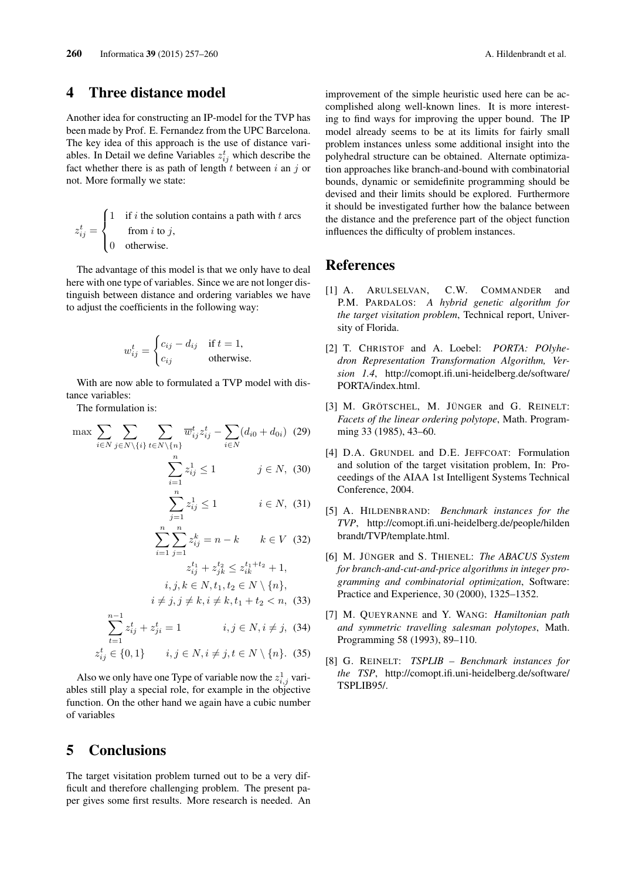## 4 Three distance model

Another idea for constructing an IP-model for the TVP has been made by Prof. E. Fernandez from the UPC Barcelona. The key idea of this approach is the use of distance variables. In Detail we define Variables $z_{ij}^t$ which describe the fact whether there is as path of length $t$ between $i$ an $j$ or not. More formally we state:

$$z_{ij}^t = \begin{cases} 1 & \text{if } i \text{ the solution contains a path with } t \text{ arcs} \\ & \text{from } i \text{ to } j, \\ 0 & \text{otherwise.} \end{cases}$$

The advantage of this model is that we only have to deal here with one type of variables. Since we are not longer distinguish between distance and ordering variables we have to adjust the coefficients in the following way:

$$w_{ij}^t = \begin{cases} c_{ij} - d_{ij} & \text{if } t = 1, \\ c_{ij} & \text{otherwise.} \end{cases}$$

With are now able to formulated a TVP model with distance variables:

The formulation is:

$$\max \sum_{i \in N} \sum_{j \in N \setminus \{i\}} \sum_{t \in N \setminus \{n\}} \overline{w}_{ij}^t z_{ij}^t - \sum_{i \in N} (d_{i0} + d_{0i}) \quad (29)$$

$$\sum_{i=1}^{n} z_{ij}^1 \leq 1 \qquad j \in N, \quad (30)$$

$$\sum_{j=1}^{n} z_{ij}^1 \leq 1 \qquad i \in N, \quad (31)$$

$$\sum_{i=1}^{n} \sum_{j=1}^{n} z_{ij}^k = n - k \qquad k \in V \quad (32)$$

$$z_{ij}^{t_1} + z_{jk}^{t_2} \leq z_{ik}^{t_1 + t_2} + 1,$$
$$i, j, k \in N, t_1, t_2 \in N \setminus \{n\},$$
$$i \neq j, j \neq k, i \neq k, t_1 + t_2 < n, \quad (33)$$

$$\sum_{t=1}^{n-1} z_{ij}^t + z_{ji}^t = 1 \qquad i, j \in N, i \neq j, \quad (34)$$

$$z_{ij}^t \in \{0, 1\} \qquad i, j \in N, i \neq j, t \in N \setminus \{n\}. \quad (35)$$

Also we only have one Type of variable now the $z_{i,j}^1$ variables still play a special role, for example in the objective function. On the other hand we again have a cubic number of variables

## 5 Conclusions

The target visitation problem turned out to be a very difficult and therefore challenging problem. The present paper gives some first results. More research is needed. An improvement of the simple heuristic used here can be accomplished along well-known lines. It is more interesting to find ways for improving the upper bound. The IP model already seems to be at its limits for fairly small problem instances unless some additional insight into the polyhedral structure can be obtained. Alternate optimization approaches like branch-and-bound with combinatorial bounds, dynamic or semidefinite programming should be devised and their limits should be explored. Furthermore it should be investigated further how the balance between the distance and the preference part of the object function influences the difficulty of problem instances.

## References

[1] A. Arulselvan, C.W. Commander and P.M. Pardalos: *A hybrid genetic algorithm for the target visitation problem*, Technical report, University of Florida.

[2] T. Christof and A. Loebel: *PORTA: POlyhedron Representation Transformation Algorithm, Version 1.4*, http://comopt.ifi.uni-heidelberg.de/software/PORTA/index.html.

[3] M. Grötschel, M. Jünger and G. Reinelt: *Facets of the linear ordering polytope*, Math. Programming 33 (1985), 43–60.

[4] D.A. Grundel and D.E. Jeffcoat: Formulation and solution of the target visitation problem, In: Proceedings of the AIAA 1st Intelligent Systems Technical Conference, 2004.

[5] A. Hildenbrand: *Benchmark instances for the TVP*, http://comopt.ifi.uni-heidelberg.de/people/hildenbrandt/TVP/template.html.

[6] M. Jünger and S. Thienel: *The ABACUS System for branch-and-cut-and-price algorithms in integer programming and combinatorial optimization*, Software: Practice and Experience, 30 (2000), 1325–1352.

[7] M. Queyranne and Y. Wang: *Hamiltonian path and symmetric travelling salesman polytopes*, Math. Programming 58 (1993), 89–110.

[8] G. Reinelt: *TSPLIB – Benchmark instances for the TSP*, http://comopt.ifi.uni-heidelberg.de/software/TSPLIB95/.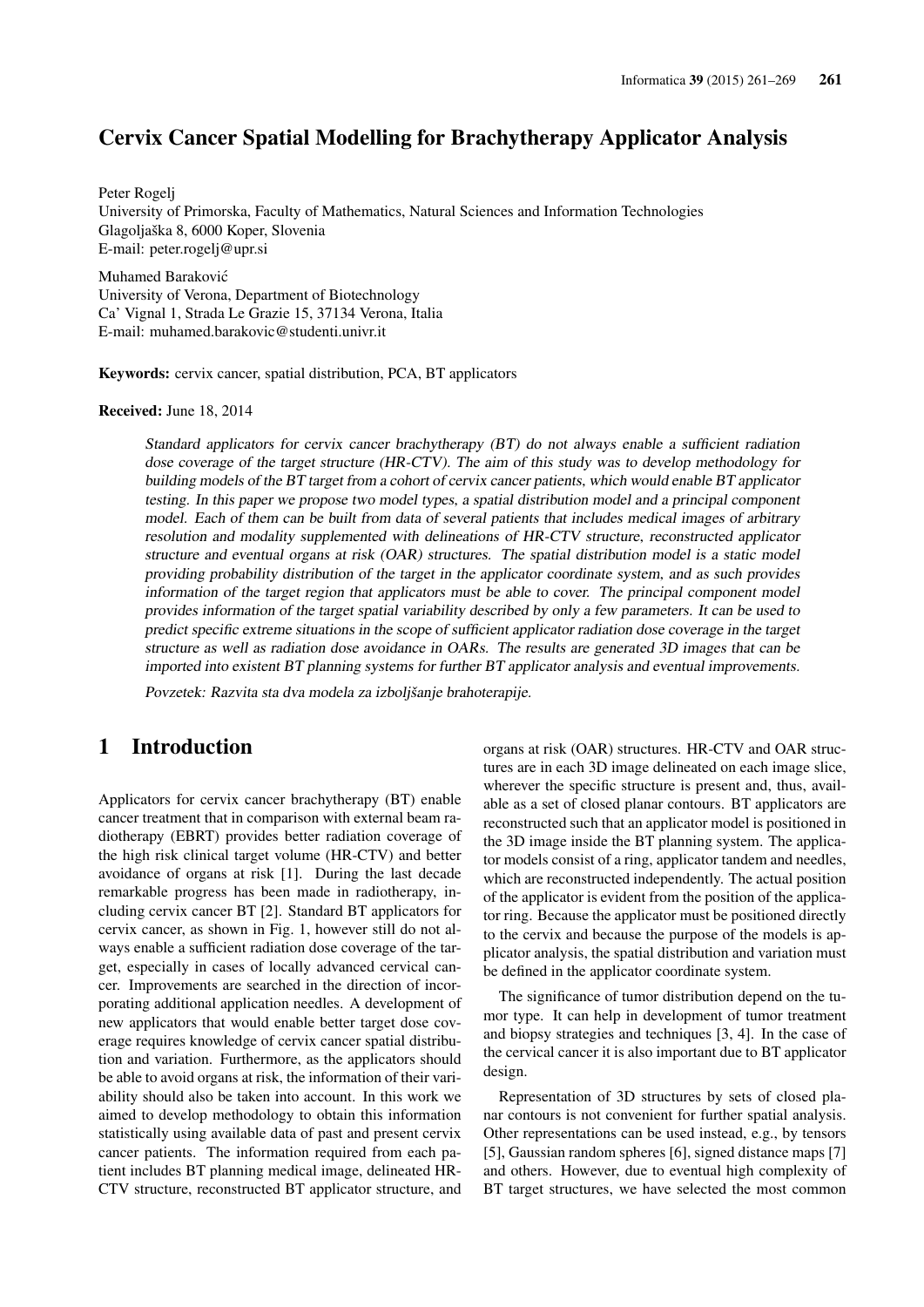# Cervix Cancer Spatial Modelling for Brachytherapy Applicator Analysis

Peter Rogelj
University of Primorska, Faculty of Mathematics, Natural Sciences and Information Technologies
Glagoljaška 8, 6000 Koper, Slovenia
E-mail: peter.rogelj@upr.si

Muhamed Baraković
University of Verona, Department of Biotechnology
Ca' Vignal 1, Strada Le Grazie 15, 37134 Verona, Italia
E-mail: muhamed.barakovic@studenti.univr.it

**Keywords:** cervix cancer, spatial distribution, PCA, BT applicators

**Received:** June 18, 2014

*Standard applicators for cervix cancer brachytherapy (BT) do not always enable a sufficient radiation dose coverage of the target structure (HR-CTV). The aim of this study was to develop methodology for building models of the BT target from a cohort of cervix cancer patients, which would enable BT applicator testing. In this paper we propose two model types, a spatial distribution model and a principal component model. Each of them can be built from data of several patients that includes medical images of arbitrary resolution and modality supplemented with delineations of HR-CTV structure, reconstructed applicator structure and eventual organs at risk (OAR) structures. The spatial distribution model is a static model providing probability distribution of the target in the applicator coordinate system, and as such provides information of the target region that applicators must be able to cover. The principal component model provides information of the target spatial variability described by only a few parameters. It can be used to predict specific extreme situations in the scope of sufficient applicator radiation dose coverage in the target structure as well as radiation dose avoidance in OARs. The results are generated 3D images that can be imported into existent BT planning systems for further BT applicator analysis and eventual improvements.*

*Povzetek: Razvita sta dva modela za izboljšanje brahoterapije.*

## 1 Introduction

Applicators for cervix cancer brachytherapy (BT) enable cancer treatment that in comparison with external beam radiotherapy (EBRT) provides better radiation coverage of the high risk clinical target volume (HR-CTV) and better avoidance of organs at risk [1]. During the last decade remarkable progress has been made in radiotherapy, including cervix cancer BT [2]. Standard BT applicators for cervix cancer, as shown in Fig. 1, however still do not always enable a sufficient radiation dose coverage of the target, especially in cases of locally advanced cervical cancer. Improvements are searched in the direction of incorporating additional application needles. A development of new applicators that would enable better target dose coverage requires knowledge of cervix cancer spatial distribution and variation. Furthermore, as the applicators should be able to avoid organs at risk, the information of their variability should also be taken into account. In this work we aimed to develop methodology to obtain this information statistically using available data of past and present cervix cancer patients. The information required from each patient includes BT planning medical image, delineated HR-CTV structure, reconstructed BT applicator structure, and organs at risk (OAR) structures. HR-CTV and OAR structures are in each 3D image delineated on each image slice, wherever the specific structure is present and, thus, available as a set of closed planar contours. BT applicators are reconstructed such that an applicator model is positioned in the 3D image inside the BT planning system. The applicator models consist of a ring, applicator tandem and needles, which are reconstructed independently. The actual position of the applicator is evident from the position of the applicator ring. Because the applicator must be positioned directly to the cervix and because the purpose of the models is applicator analysis, the spatial distribution and variation must be defined in the applicator coordinate system.

The significance of tumor distribution depend on the tumor type. It can help in development of tumor treatment and biopsy strategies and techniques [3, 4]. In the case of the cervical cancer it is also important due to BT applicator design.

Representation of 3D structures by sets of closed planar contours is not convenient for further spatial analysis. Other representations can be used instead, e.g., by tensors [5], Gaussian random spheres [6], signed distance maps [7] and others. However, due to eventual high complexity of BT target structures, we have selected the most common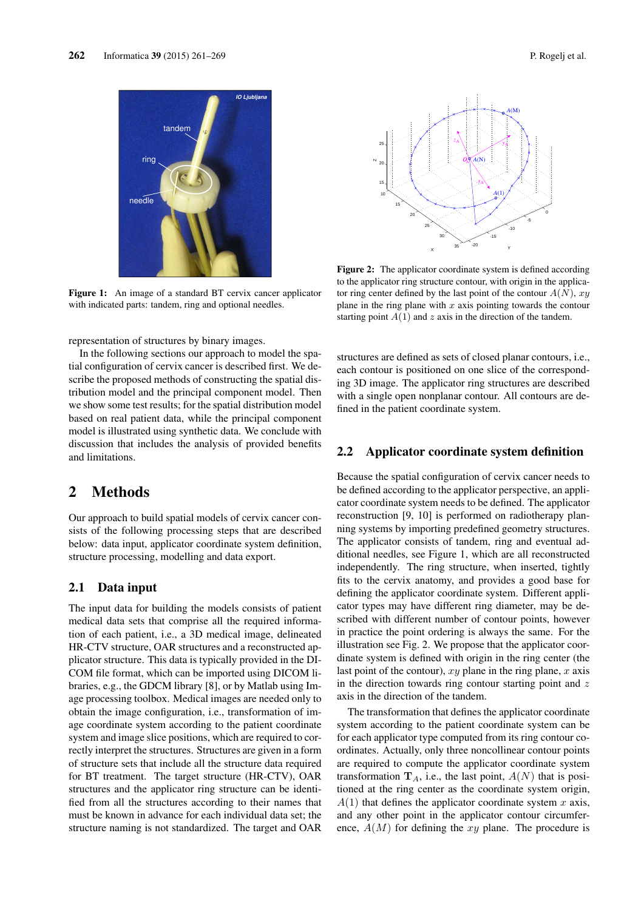Figure 1: An image of a standard BT cervix cancer applicator with indicated parts: tandem, ring and optional needles.

Figure 2: The applicator coordinate system is defined according to the applicator ring structure contour, with origin in the applicator ring center defined by the last point of the contour $A(N)$, $xy$ plane in the ring plane with $x$ axis pointing towards the contour starting point $A(1)$ and $z$ axis in the direction of the tandem.

representation of structures by binary images.

In the following sections our approach to model the spatial configuration of cervix cancer is described first. We describe the proposed methods of constructing the spatial distribution model and the principal component model. Then we show some test results; for the spatial distribution model based on real patient data, while the principal component model is illustrated using synthetic data. We conclude with discussion that includes the analysis of provided benefits and limitations.

# 2 Methods

Our approach to build spatial models of cervix cancer consists of the following processing steps that are described below: data input, applicator coordinate system definition, structure processing, modelling and data export.

## 2.1 Data input

The input data for building the models consists of patient medical data sets that comprise all the required information of each patient, i.e., a 3D medical image, delineated HR-CTV structure, OAR structures and a reconstructed applicator structure. This data is typically provided in the DICOM file format, which can be imported using DICOM libraries, e.g., the GDCM library [8], or by Matlab using Image processing toolbox. Medical images are needed only to obtain the image configuration, i.e., transformation of image coordinate system according to the patient coordinate system and image slice positions, which are required to correctly interpret the structures. Structures are given in a form of structure sets that include all the structure data required for BT treatment. The target structure (HR-CTV), OAR structures and the applicator ring structure can be identified from all the structures according to their names that must be known in advance for each individual data set; the structure naming is not standardized. The target and OAR structures are defined as sets of closed planar contours, i.e., each contour is positioned on one slice of the corresponding 3D image. The applicator ring structures are described with a single open nonplanar contour. All contours are defined in the patient coordinate system.

## 2.2 Applicator coordinate system definition

Because the spatial configuration of cervix cancer needs to be defined according to the applicator perspective, an applicator coordinate system needs to be defined. The applicator reconstruction [9, 10] is performed on radiotherapy planning systems by importing predefined geometry structures. The applicator consists of tandem, ring and eventual additional needles, see Figure 1, which are all reconstructed independently. The ring structure, when inserted, tightly fits to the cervix anatomy, and provides a good base for defining the applicator coordinate system. Different applicator types may have different ring diameter, may be described with different number of contour points, however in practice the point ordering is always the same. For the illustration see Fig. 2. We propose that the applicator coordinate system is defined with origin in the ring center (the last point of the contour), $xy$ plane in the ring plane, $x$ axis in the direction towards ring contour starting point and $z$ axis in the direction of the tandem.

The transformation that defines the applicator coordinate system according to the patient coordinate system can be for each applicator type computed from its ring contour coordinates. Actually, only three noncollinear contour points are required to compute the applicator coordinate system transformation $\mathbf{T}_A$, i.e., the last point, $A(N)$ that is positioned at the ring center as the coordinate system origin, $A(1)$ that defines the applicator coordinate system $x$ axis, and any other point in the applicator contour circumference, $A(M)$ for defining the $xy$ plane. The procedure is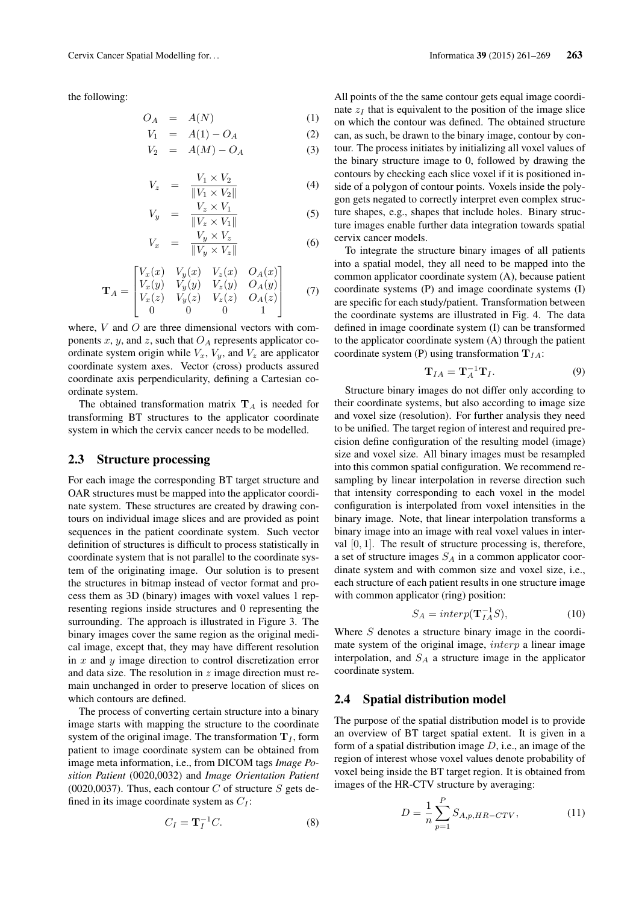the following:

$$O_A = A(N) \tag{1}$$

$$V_1 = A(1) - O_A \tag{2}$$

$$V_2 = A(M) - O_A \tag{3}$$

$$V_z = \frac{V_1 \times V_2}{\|V_1 \times V_2\|} \tag{4}$$

$$V_y = \frac{V_z \times V_1}{\|V_z \times V_1\|} \tag{5}$$

$$V_x = \frac{V_y \times V_z}{\|V_y \times V_z\|} \tag{6}$$

$$\mathbf{T}_A = \begin{bmatrix} V_x(x) & V_y(x) & V_z(x) & O_A(x) \\ V_x(y) & V_y(y) & V_z(y) & O_A(y) \\ V_x(z) & V_y(z) & V_z(z) & O_A(z) \\ 0 & 0 & 0 & 1 \end{bmatrix} \tag{7}$$

where, $V$ and $O$ are three dimensional vectors with components $x$, $y$, and $z$, such that $O_A$ represents applicator coordinate system origin while $V_x$, $V_y$, and $V_z$ are applicator coordinate system axes. Vector (cross) products assured coordinate axis perpendicularity, defining a Cartesian coordinate system.

The obtained transformation matrix $\mathbf{T}_A$ is needed for transforming BT structures to the applicator coordinate system in which the cervix cancer needs to be modelled.

### 2.3 Structure processing

For each image the corresponding BT target structure and OAR structures must be mapped into the applicator coordinate system. These structures are created by drawing contours on individual image slices and are provided as point sequences in the patient coordinate system. Such vector definition of structures is difficult to process statistically in coordinate system that is not parallel to the coordinate system of the originating image. Our solution is to present the structures in bitmap instead of vector format and process them as 3D (binary) images with voxel values 1 representing regions inside structures and 0 representing the surrounding. The approach is illustrated in Figure 3. The binary images cover the same region as the original medical image, except that, they may have different resolution in $x$ and $y$ image direction to control discretization error and data size. The resolution in $z$ image direction must remain unchanged in order to preserve location of slices on which contours are defined.

The process of converting certain structure into a binary image starts with mapping the structure to the coordinate system of the original image. The transformation $\mathbf{T}_I$, form patient to image coordinate system can be obtained from image meta information, i.e., from DICOM tags *Image Position Patient* (0020,0032) and *Image Orientation Patient* (0020,0037). Thus, each contour $C$ of structure $S$ gets defined in its image coordinate system as $C_I$:

$$C_I = \mathbf{T}_I^{-1} C. \tag{8}$$

All points of the the same contour gets equal image coordinate $z_I$ that is equivalent to the position of the image slice on which the contour was defined. The obtained structure can, as such, be drawn to the binary image, contour by contour. The process initiates by initializing all voxel values of the binary structure image to 0, followed by drawing the contours by checking each slice voxel if it is positioned inside of a polygon of contour points. Voxels inside the polygon gets negated to correctly interpret even complex structure shapes, e.g., shapes that include holes. Binary structure images enable further data integration towards spatial cervix cancer models.

To integrate the structure binary images of all patients into a spatial model, they all need to be mapped into the common applicator coordinate system (A), because patient coordinate systems (P) and image coordinate systems (I) are specific for each study/patient. Transformation between the coordinate systems are illustrated in Fig. 4. The data defined in image coordinate system (I) can be transformed to the applicator coordinate system (A) through the patient coordinate system (P) using transformation $\mathbf{T}_{IA}$:

$$\mathbf{T}_{IA} = \mathbf{T}_A^{-1} \mathbf{T}_I. \tag{9}$$

Structure binary images do not differ only according to their coordinate systems, but also according to image size and voxel size (resolution). For further analysis they need to be unified. The target region of interest and required precision define configuration of the resulting model (image) size and voxel size. All binary images must be resampled into this common spatial configuration. We recommend resampling by linear interpolation in reverse direction such that intensity corresponding to each voxel in the model configuration is interpolated from voxel intensities in the binary image. Note, that linear interpolation transforms a binary image into an image with real voxel values in interval $[0, 1]$. The result of structure processing is, therefore, a set of structure images $S_A$ in a common applicator coordinate system and with common size and voxel size, i.e., each structure of each patient results in one structure image with common applicator (ring) position:

$$S_A = interp(\mathbf{T}_{IA}^{-1} S), \tag{10}$$

Where $S$ denotes a structure binary image in the coordinate system of the original image, $interp$ a linear image interpolation, and $S_A$ a structure image in the applicator coordinate system.

### 2.4 Spatial distribution model

The purpose of the spatial distribution model is to provide an overview of BT target spatial extent. It is given in a form of a spatial distribution image $D$, i.e., an image of the region of interest whose voxel values denote probability of voxel being inside the BT target region. It is obtained from images of the HR-CTV structure by averaging:

$$D = \frac{1}{n} \sum_{p=1}^{P} S_{A,p,HR-CTV}, \tag{11}$$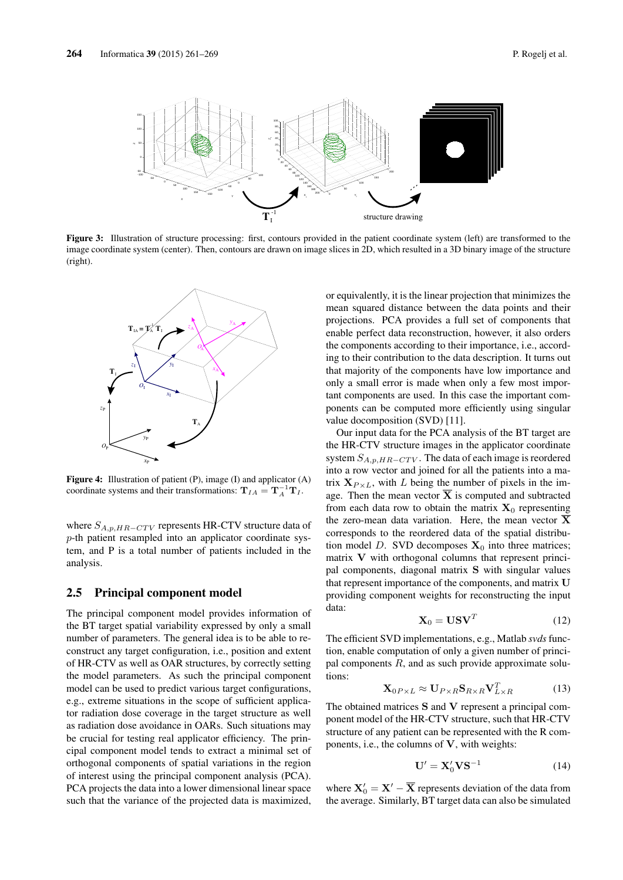**Figure 3:** Illustration of structure processing: first, contours provided in the patient coordinate system (left) are transformed to the image coordinate system (center). Then, contours are drawn on image slices in 2D, which resulted in a 3D binary image of the structure (right).

**Figure 4:** Illustration of patient (P), image (I) and applicator (A) coordinate systems and their transformations: $\mathbf{T}_{IA} = \mathbf{T}_A^{-1}\mathbf{T}_I$.

where $S_{A,p,HR-CTV}$ represents HR-CTV structure data of $p$-th patient resampled into an applicator coordinate system, and P is a total number of patients included in the analysis.

## 2.5 Principal component model

The principal component model provides information of the BT target spatial variability expressed by only a small number of parameters. The general idea is to be able to reconstruct any target configuration, i.e., position and extent of HR-CTV as well as OAR structures, by correctly setting the model parameters. As such the principal component model can be used to predict various target configurations, e.g., extreme situations in the scope of sufficient applicator radiation dose coverage in the target structure as well as radiation dose avoidance in OARs. Such situations may be crucial for testing real applicator efficiency. The principal component model tends to extract a minimal set of orthogonal components of spatial variations in the region of interest using the principal component analysis (PCA). PCA projects the data into a lower dimensional linear space such that the variance of the projected data is maximized, or equivalently, it is the linear projection that minimizes the mean squared distance between the data points and their projections. PCA provides a full set of components that enable perfect data reconstruction, however, it also orders the components according to their importance, i.e., according to their contribution to the data description. It turns out that majority of the components have low importance and only a small error is made when only a few most important components are used. In this case the important components can be computed more efficiently using singular value docomposition (SVD) [11].

Our input data for the PCA analysis of the BT target are the HR-CTV structure images in the applicator coordinate system $S_{A,p,HR-CTV}$. The data of each image is reordered into a row vector and joined for all the patients into a matrix $\mathbf{X}_{P\times L}$, with $L$ being the number of pixels in the image. Then the mean vector $\overline{\mathbf{X}}$ is computed and subtracted from each data row to obtain the matrix $\mathbf{X}_0$ representing the zero-mean data variation. Here, the mean vector $\overline{\mathbf{X}}$ corresponds to the reordered data of the spatial distribution model $D$. SVD decomposes $\mathbf{X}_0$ into three matrices; matrix $\mathbf{V}$ with orthogonal columns that represent principal components, diagonal matrix $\mathbf{S}$ with singular values that represent importance of the components, and matrix $\mathbf{U}$ providing component weights for reconstructing the input data:

$$\mathbf{X}_0 = \mathbf{U}\mathbf{S}\mathbf{V}^T \tag{12}$$

The efficient SVD implementations, e.g., Matlab *svds* function, enable computation of only a given number of principal components $R$, and as such provide approximate solutions:

$$\mathbf{X}_{0\,P\times L} \approx \mathbf{U}_{P\times R}\mathbf{S}_{R\times R}\mathbf{V}_{L\times R}^T \tag{13}$$

The obtained matrices $\mathbf{S}$ and $\mathbf{V}$ represent a principal component model of the HR-CTV structure, such that HR-CTV structure of any patient can be represented with the R components, i.e., the columns of $\mathbf{V}$, with weights:

$$\mathbf{U}' = \mathbf{X}_0'\mathbf{V}\mathbf{S}^{-1} \tag{14}$$

where $\mathbf{X}_0' = \mathbf{X}' - \overline{\mathbf{X}}$ represents deviation of the data from the average. Similarly, BT target data can also be simulated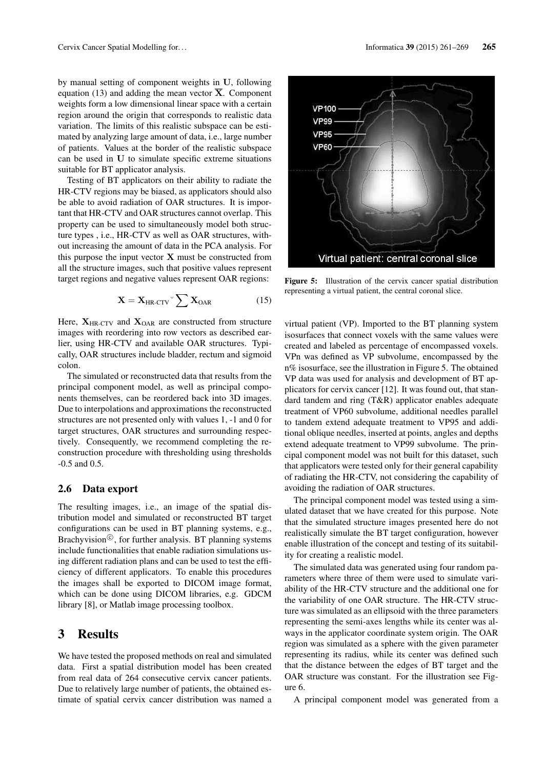by manual setting of component weights in $\mathbf{U}$, following equation (13) and adding the mean vector $\overline{\mathbf{X}}$. Component weights form a low dimensional linear space with a certain region around the origin that corresponds to realistic data variation. The limits of this realistic subspace can be estimated by analyzing large amount of data, i.e., large number of patients. Values at the border of the realistic subspace can be used in $\mathbf{U}$ to simulate specific extreme situations suitable for BT applicator analysis.

Testing of BT applicators on their ability to radiate the HR-CTV regions may be biased, as applicators should also be able to avoid radiation of OAR structures. It is important that HR-CTV and OAR structures cannot overlap. This property can be used to simultaneously model both structure types , i.e., HR-CTV as well as OAR structures, without increasing the amount of data in the PCA analysis. For this purpose the input vector $\mathbf{X}$ must be constructed from all the structure images, such that positive values represent target regions and negative values represent OAR regions:

$$\mathbf{X} = \mathbf{X}_{\text{HR-CTV}} \,\breve{}\, \sum \mathbf{X}_{\text{OAR}} \tag{15}$$

Here, $\mathbf{X}_{\text{HR-CTV}}$ and $\mathbf{X}_{\text{OAR}}$ are constructed from structure images with reordering into row vectors as described earlier, using HR-CTV and available OAR structures. Typically, OAR structures include bladder, rectum and sigmoid colon.

The simulated or reconstructed data that results from the principal component model, as well as principal components themselves, can be reordered back into 3D images. Due to interpolations and approximations the reconstructed structures are not presented only with values 1, -1 and 0 for target structures, OAR structures and surrounding respectively. Consequently, we recommend completing the reconstruction procedure with thresholding using thresholds -0.5 and 0.5.

## 2.6 Data export

The resulting images, i.e., an image of the spatial distribution model and simulated or reconstructed BT target configurations can be used in BT planning systems, e.g., Brachyvision©, for further analysis. BT planning systems include functionalities that enable radiation simulations using different radiation plans and can be used to test the efficiency of different applicators. To enable this procedures the images shall be exported to DICOM image format, which can be done using DICOM libraries, e.g. GDCM library [8], or Matlab image processing toolbox.

# 3 Results

We have tested the proposed methods on real and simulated data. First a spatial distribution model has been created from real data of 264 consecutive cervix cancer patients. Due to relatively large number of patients, the obtained estimate of spatial cervix cancer distribution was named a virtual patient (VP). Imported to the BT planning system isosurfaces that connect voxels with the same values were created and labeled as percentage of encompassed voxels. VPn was defined as VP subvolume, encompassed by the n% isosurface, see the illustration in Figure 5. The obtained VP data was used for analysis and development of BT applicators for cervix cancer [12]. It was found out, that standard tandem and ring (T&R) applicator enables adequate treatment of VP60 subvolume, additional needles parallel to tandem extend adequate treatment to VP95 and additional oblique needles, inserted at points, angles and depths extend adequate treatment to VP99 subvolume. The principal component model was not built for this dataset, such that applicators were tested only for their general capability of radiating the HR-CTV, not considering the capability of avoiding the radiation of OAR structures.

**Figure 5:** Illustration of the cervix cancer spatial distribution representing a virtual patient, the central coronal slice.

The principal component model was tested using a simulated dataset that we have created for this purpose. Note that the simulated structure images presented here do not realistically simulate the BT target configuration, however enable illustration of the concept and testing of its suitability for creating a realistic model.

The simulated data was generated using four random parameters where three of them were used to simulate variability of the HR-CTV structure and the additional one for the variability of one OAR structure. The HR-CTV structure was simulated as an ellipsoid with the three parameters representing the semi-axes lengths while its center was always in the applicator coordinate system origin. The OAR region was simulated as a sphere with the given parameter representing its radius, while its center was defined such that the distance between the edges of BT target and the OAR structure was constant. For the illustration see Figure 6.

A principal component model was generated from a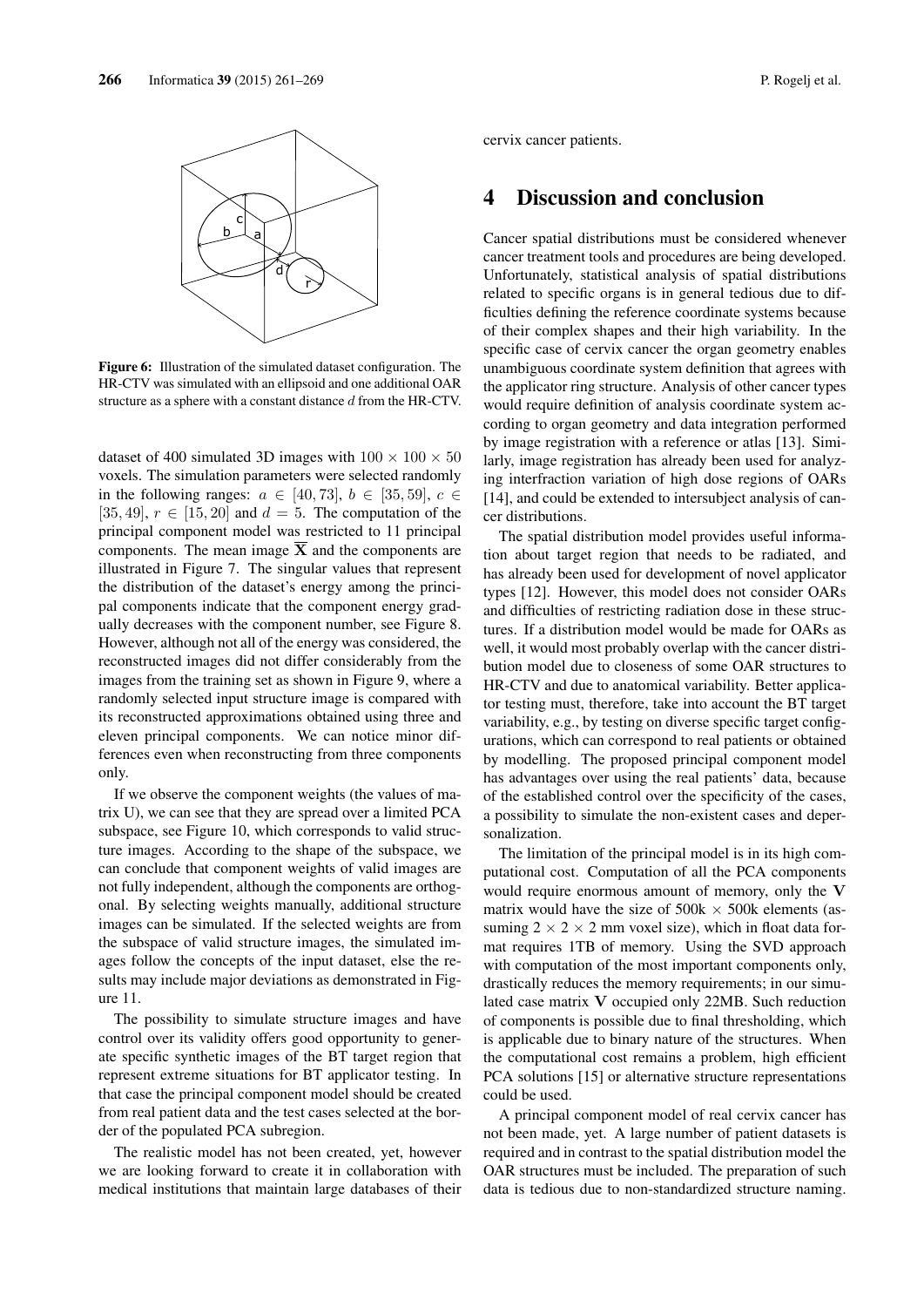Figure 6: Illustration of the simulated dataset configuration. The HR-CTV was simulated with an ellipsoid and one additional OAR structure as a sphere with a constant distance $d$ from the HR-CTV.

dataset of 400 simulated 3D images with $100 \times 100 \times 50$ voxels. The simulation parameters were selected randomly in the following ranges: $a \in [40, 73]$, $b \in [35, 59]$, $c \in [35, 49]$, $r \in [15, 20]$ and $d = 5$. The computation of the principal component model was restricted to 11 principal components. The mean image $\overline{\mathbf{X}}$ and the components are illustrated in Figure 7. The singular values that represent the distribution of the dataset's energy among the principal components indicate that the component energy gradually decreases with the component number, see Figure 8. However, although not all of the energy was considered, the reconstructed images did not differ considerably from the images from the training set as shown in Figure 9, where a randomly selected input structure image is compared with its reconstructed approximations obtained using three and eleven principal components. We can notice minor differences even when reconstructing from three components only.

If we observe the component weights (the values of matrix U), we can see that they are spread over a limited PCA subspace, see Figure 10, which corresponds to valid structure images. According to the shape of the subspace, we can conclude that component weights of valid images are not fully independent, although the components are orthogonal. By selecting weights manually, additional structure images can be simulated. If the selected weights are from the subspace of valid structure images, the simulated images follow the concepts of the input dataset, else the results may include major deviations as demonstrated in Figure 11.

The possibility to simulate structure images and have control over its validity offers good opportunity to generate specific synthetic images of the BT target region that represent extreme situations for BT applicator testing. In that case the principal component model should be created from real patient data and the test cases selected at the border of the populated PCA subregion.

The realistic model has not been created, yet, however we are looking forward to create it in collaboration with medical institutions that maintain large databases of their cervix cancer patients.

# 4 Discussion and conclusion

Cancer spatial distributions must be considered whenever cancer treatment tools and procedures are being developed. Unfortunately, statistical analysis of spatial distributions related to specific organs is in general tedious due to difficulties defining the reference coordinate systems because of their complex shapes and their high variability. In the specific case of cervix cancer the organ geometry enables unambiguous coordinate system definition that agrees with the applicator ring structure. Analysis of other cancer types would require definition of analysis coordinate system according to organ geometry and data integration performed by image registration with a reference or atlas [13]. Similarly, image registration has already been used for analyzing interfraction variation of high dose regions of OARs [14], and could be extended to intersubject analysis of cancer distributions.

The spatial distribution model provides useful information about target region that needs to be radiated, and has already been used for development of novel applicator types [12]. However, this model does not consider OARs and difficulties of restricting radiation dose in these structures. If a distribution model would be made for OARs as well, it would most probably overlap with the cancer distribution model due to closeness of some OAR structures to HR-CTV and due to anatomical variability. Better applicator testing must, therefore, take into account the BT target variability, e.g., by testing on diverse specific target configurations, which can correspond to real patients or obtained by modelling. The proposed principal component model has advantages over using the real patients' data, because of the established control over the specificity of the cases, a possibility to simulate the non-existent cases and depersonalization.

The limitation of the principal model is in its high computational cost. Computation of all the PCA components would require enormous amount of memory, only the $\mathbf{V}$ matrix would have the size of 500k $\times$ 500k elements (assuming $2 \times 2 \times 2$ mm voxel size), which in float data format requires 1TB of memory. Using the SVD approach with computation of the most important components only, drastically reduces the memory requirements; in our simulated case matrix $\mathbf{V}$ occupied only 22MB. Such reduction of components is possible due to final thresholding, which is applicable due to binary nature of the structures. When the computational cost remains a problem, high efficient PCA solutions [15] or alternative structure representations could be used.

A principal component model of real cervix cancer has not been made, yet. A large number of patient datasets is required and in contrast to the spatial distribution model the OAR structures must be included. The preparation of such data is tedious due to non-standardized structure naming.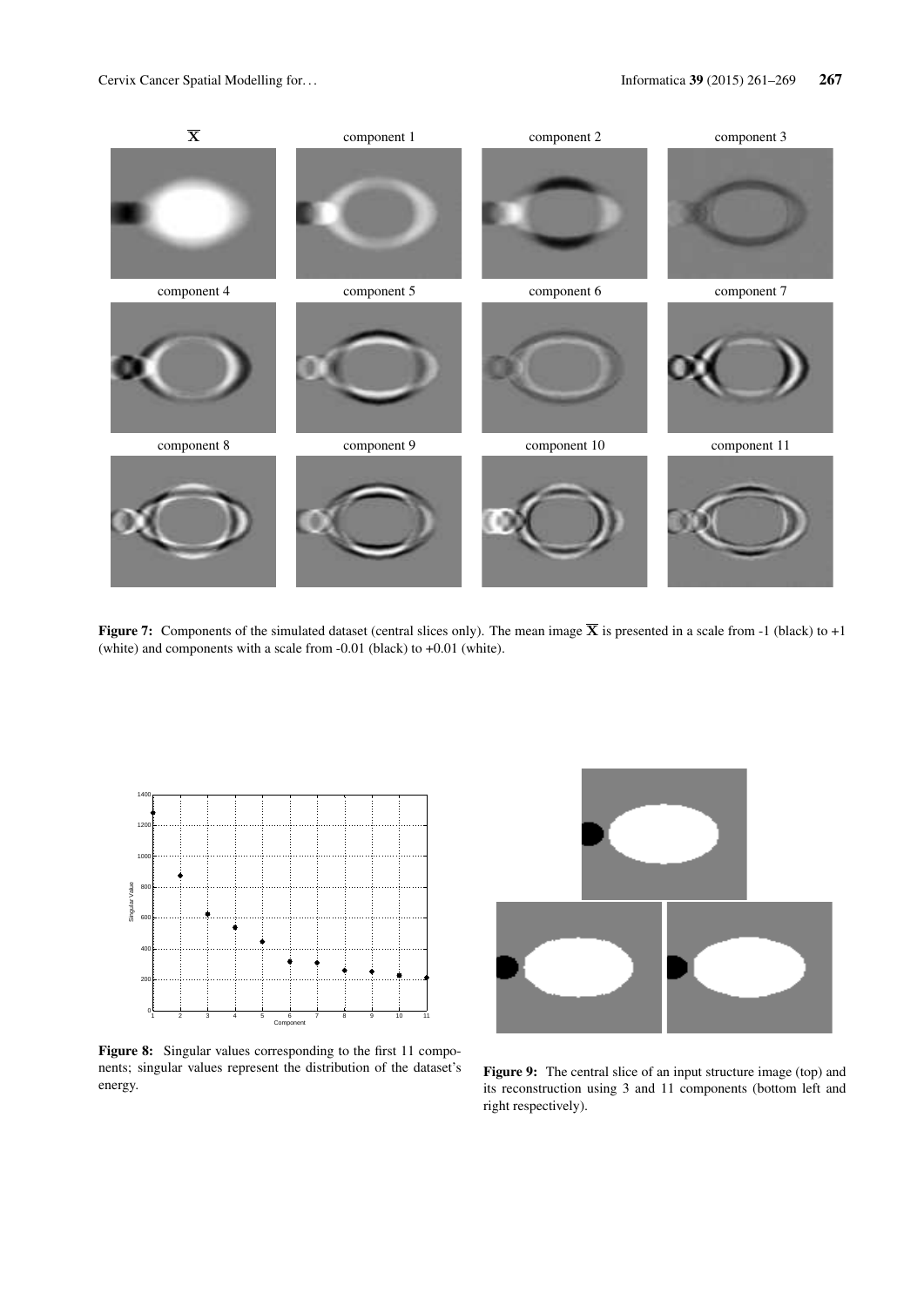**Figure 7:** Components of the simulated dataset (central slices only). The mean image $\overline{\mathbf{X}}$ is presented in a scale from -1 (black) to +1 (white) and components with a scale from -0.01 (black) to +0.01 (white).

**Figure 8:** Singular values corresponding to the first 11 components; singular values represent the distribution of the dataset's energy.

**Figure 9:** The central slice of an input structure image (top) and its reconstruction using 3 and 11 components (bottom left and right respectively).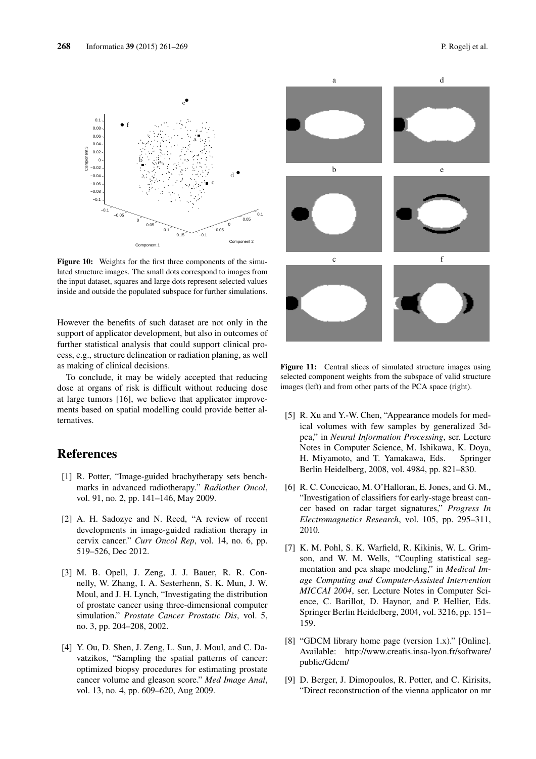Figure 10: Weights for the first three components of the simulated structure images. The small dots correspond to images from the input dataset, squares and large dots represent selected values inside and outside the populated subspace for further simulations.

However the benefits of such dataset are not only in the support of applicator development, but also in outcomes of further statistical analysis that could support clinical process, e.g., structure delineation or radiation planing, as well as making of clinical decisions.

To conclude, it may be widely accepted that reducing dose at organs of risk is difficult without reducing dose at large tumors [16], we believe that applicator improvements based on spatial modelling could provide better alternatives.

Figure 11: Central slices of simulated structure images using selected component weights from the subspace of valid structure images (left) and from other parts of the PCA space (right).

# References

[1] R. Potter, "Image-guided brachytherapy sets benchmarks in advanced radiotherapy." *Radiother Oncol*, vol. 91, no. 2, pp. 141–146, May 2009.

[2] A. H. Sadozye and N. Reed, "A review of recent developments in image-guided radiation therapy in cervix cancer." *Curr Oncol Rep*, vol. 14, no. 6, pp. 519–526, Dec 2012.

[3] M. B. Opell, J. Zeng, J. J. Bauer, R. R. Connelly, W. Zhang, I. A. Sesterhenn, S. K. Mun, J. W. Moul, and J. H. Lynch, "Investigating the distribution of prostate cancer using three-dimensional computer simulation." *Prostate Cancer Prostatic Dis*, vol. 5, no. 3, pp. 204–208, 2002.

[4] Y. Ou, D. Shen, J. Zeng, L. Sun, J. Moul, and C. Davatzikos, "Sampling the spatial patterns of cancer: optimized biopsy procedures for estimating prostate cancer volume and gleason score." *Med Image Anal*, vol. 13, no. 4, pp. 609–620, Aug 2009.

[5] R. Xu and Y.-W. Chen, "Appearance models for medical volumes with few samples by generalized 3d-pca," in *Neural Information Processing*, ser. Lecture Notes in Computer Science, M. Ishikawa, K. Doya, H. Miyamoto, and T. Yamakawa, Eds. Springer Berlin Heidelberg, 2008, vol. 4984, pp. 821–830.

[6] R. C. Conceicao, M. O'Halloran, E. Jones, and G. M., "Investigation of classifiers for early-stage breast cancer based on radar target signatures," *Progress In Electromagnetics Research*, vol. 105, pp. 295–311, 2010.

[7] K. M. Pohl, S. K. Warfield, R. Kikinis, W. L. Grimson, and W. M. Wells, "Coupling statistical segmentation and pca shape modeling," in *Medical Image Computing and Computer-Assisted Intervention MICCAI 2004*, ser. Lecture Notes in Computer Science, C. Barillot, D. Haynor, and P. Hellier, Eds. Springer Berlin Heidelberg, 2004, vol. 3216, pp. 151–159.

[8] "GDCM library home page (version 1.x)." [Online]. Available: http://www.creatis.insa-lyon.fr/software/public/Gdcm/

[9] D. Berger, J. Dimopoulos, R. Potter, and C. Kirisits, "Direct reconstruction of the vienna applicator on mr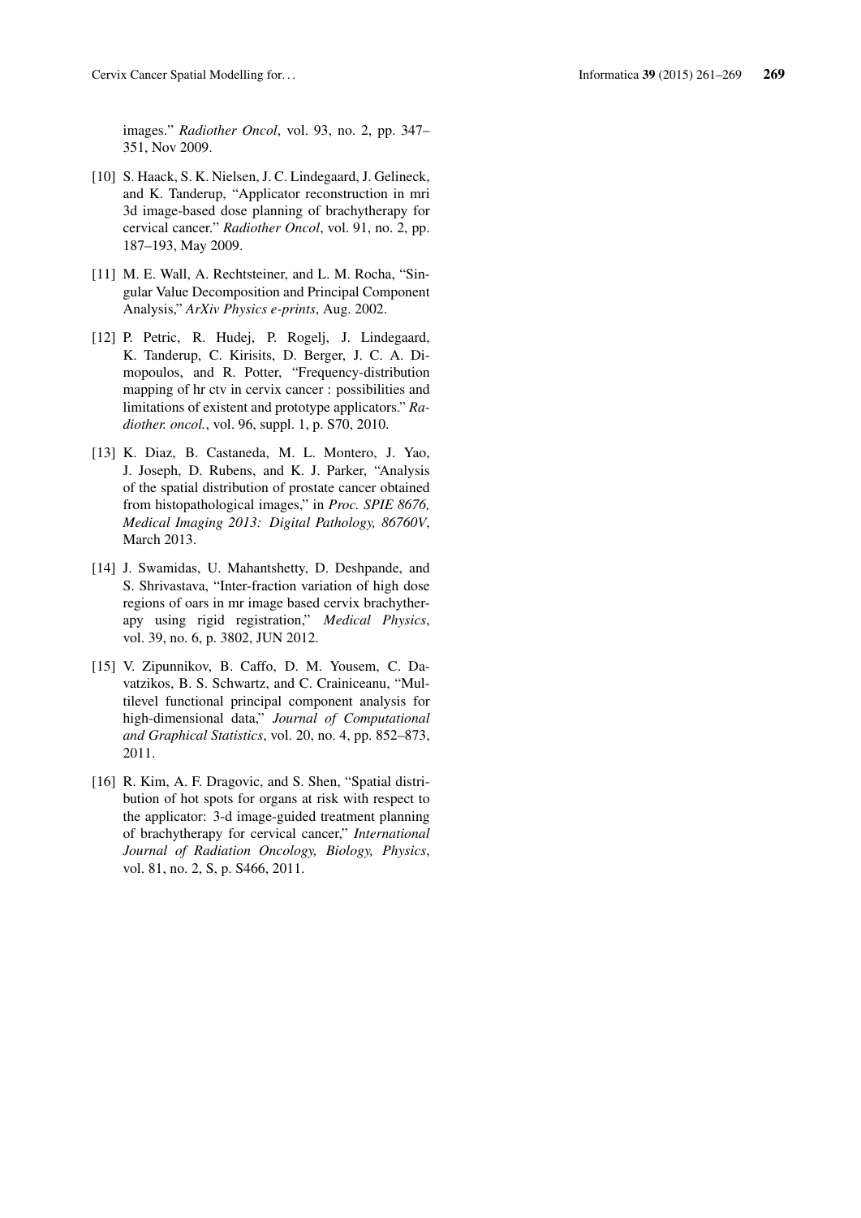images." *Radiother Oncol*, vol. 93, no. 2, pp. 347–351, Nov 2009.

[10] S. Haack, S. K. Nielsen, J. C. Lindegaard, J. Gelineck, and K. Tanderup, "Applicator reconstruction in mri 3d image-based dose planning of brachytherapy for cervical cancer." *Radiother Oncol*, vol. 91, no. 2, pp. 187–193, May 2009.

[11] M. E. Wall, A. Rechtsteiner, and L. M. Rocha, "Singular Value Decomposition and Principal Component Analysis," *ArXiv Physics e-prints*, Aug. 2002.

[12] P. Petric, R. Hudej, P. Rogelj, J. Lindegaard, K. Tanderup, C. Kirisits, D. Berger, J. C. A. Dimopoulos, and R. Potter, "Frequency-distribution mapping of hr ctv in cervix cancer : possibilities and limitations of existent and prototype applicators." *Radiother. oncol.*, vol. 96, suppl. 1, p. S70, 2010.

[13] K. Diaz, B. Castaneda, M. L. Montero, J. Yao, J. Joseph, D. Rubens, and K. J. Parker, "Analysis of the spatial distribution of prostate cancer obtained from histopathological images," in *Proc. SPIE 8676, Medical Imaging 2013: Digital Pathology, 86760V*, March 2013.

[14] J. Swamidas, U. Mahantshetty, D. Deshpande, and S. Shrivastava, "Inter-fraction variation of high dose regions of oars in mr image based cervix brachytherapy using rigid registration," *Medical Physics*, vol. 39, no. 6, p. 3802, JUN 2012.

[15] V. Zipunnikov, B. Caffo, D. M. Yousem, C. Davatzikos, B. S. Schwartz, and C. Crainiceanu, "Multilevel functional principal component analysis for high-dimensional data," *Journal of Computational and Graphical Statistics*, vol. 20, no. 4, pp. 852–873, 2011.

[16] R. Kim, A. F. Dragovic, and S. Shen, "Spatial distribution of hot spots for organs at risk with respect to the applicator: 3-d image-guided treatment planning of brachytherapy for cervical cancer," *International Journal of Radiation Oncology, Biology, Physics*, vol. 81, no. 2, S, p. S466, 2011.